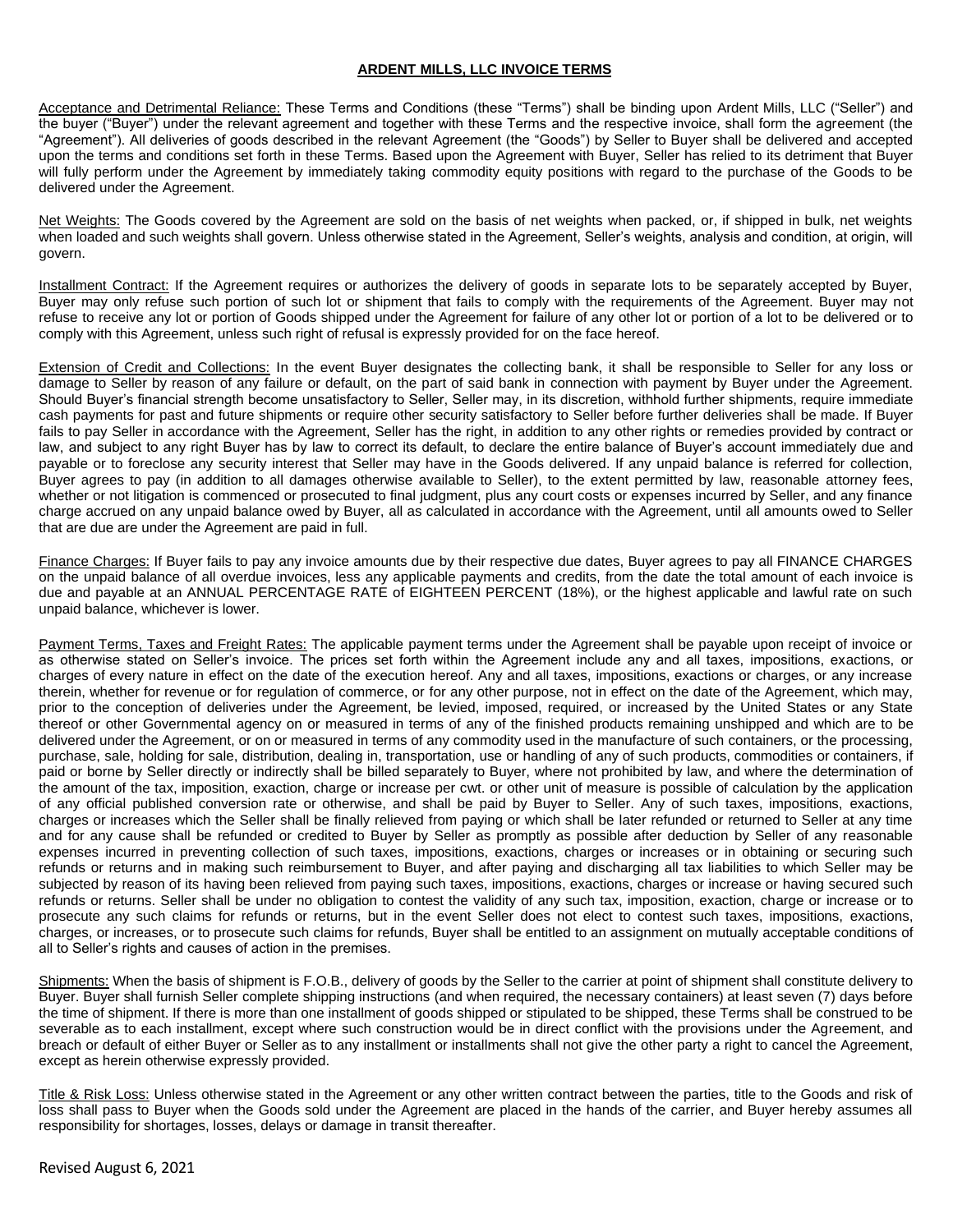## ARDENT MILLS, LLC INVOICE TERMS

Acceptance and Detrimental Reliance: These Terms and Conditions (these "Terms") shall be binding upon Ardent Mills, LLC ("Seller") and the buyer ("Buyer") under the relevant agreement and together with these Terms and the respective invoice, shall form the agreement (the "Agreement"). All deliveries of goods described in the relevant Agreement (the "Goods") by Seller to Buyer shall be delivered and accepted upon the terms and conditions set forth in these Terms. Based upon the Agreement with Buyer, Seller has relied to its detriment that Buyer will fully perform under the Agreement by immediately taking commodity equity positions with regard to the purchase of the Goods to be delivered under the Agreement.

Net Weights: The Goods covered by the Agreement are sold on the basis of net weights when packed, or, if shipped in bulk, net weights when loaded and such weights shall govern. Unless otherwise stated in the Agreement, Seller's weights, analysis and condition, at origin, will govern.

Installment Contract: If the Agreement requires or authorizes the delivery of goods in separate lots to be separately accepted by Buyer, Buyer may only refuse such portion of such lot or shipment that fails to comply with the requirements of the Agreement. Buyer may not refuse to receive any lot or portion of Goods shipped under the Agreement for failure of any other lot or portion of a lot to be delivered or to comply with this Agreement, unless such right of refusal is expressly provided for on the face hereof.

Extension of Credit and Collections: In the event Buyer designates the collecting bank, it shall be responsible to Seller for any loss or damage to Seller by reason of any failure or default, on the part of said bank in connection with payment by Buyer under the Agreement. Should Buyer's financial strength become unsatisfactory to Seller, Seller may, in its discretion, withhold further shipments, require immediate cash payments for past and future shipments or require other security satisfactory to Seller before further deliveries shall be made. If Buyer fails to pay Seller in accordance with the Agreement, Seller has the right, in addition to any other rights or remedies provided by contract or law, and subject to any right Buyer has by law to correct its default, to declare the entire balance of Buyer's account immediately due and payable or to foreclose any security interest that Seller may have in the Goods delivered. If any unpaid balance is referred for collection, Buyer agrees to pay (in addition to all damages otherwise available to Seller), to the extent permitted by law, reasonable attorney fees, whether or not litigation is commenced or prosecuted to final judgment, plus any court costs or expenses incurred by Seller, and any finance charge accrued on any unpaid balance owed by Buyer, all as calculated in accordance with the Agreement, until all amounts owed to Seller that are due are under the Agreement are paid in full.

Finance Charges: If Buyer fails to pay any invoice amounts due by their respective due dates, Buyer agrees to pay all FINANCE CHARGES on the unpaid balance of all overdue invoices, less any applicable payments and credits, from the date the total amount of each invoice is due and payable at an ANNUAL PERCENTAGE RATE of EIGHTEEN PERCENT (18%), or the highest applicable and lawful rate on such unpaid balance, whichever is lower.

Payment Terms, Taxes and Freight Rates: The applicable payment terms under the Agreement shall be payable upon receipt of invoice or as otherwise stated on Seller's invoice. The prices set forth within the Agreement include any and all taxes, impositions, exactions, or charges of every nature in effect on the date of the execution hereof. Any and all taxes, impositions, exactions or charges, or any increase therein, whether for revenue or for regulation of commerce, or for any other purpose, not in effect on the date of the Agreement, which may, prior to the conception of deliveries under the Agreement, be levied, imposed, required, or increased by the United States or any State thereof or other Governmental agency on or measured in terms of any of the finished products remaining unshipped and which are to be delivered under the Agreement, or on or measured in terms of any commodity used in the manufacture of such containers, or the processing, purchase, sale, holding for sale, distribution, dealing in, transportation, use or handling of any of such products, commodities or containers, if paid or borne by Seller directly or indirectly shall be billed separately to Buyer, where not prohibited by law, and where the determination of the amount of the tax, imposition, exaction, charge or increase per cwt. or other unit of measure is possible of calculation by the application of any official published conversion rate or otherwise, and shall be paid by Buyer to Seller. Any of such taxes, impositions, exactions, charges or increases which the Seller shall be finally relieved from paying or which shall be later refunded or returned to Seller at any time and for any cause shall be refunded or credited to Buyer by Seller as promptly as possible after deduction by Seller of any reasonable expenses incurred in preventing collection of such taxes, impositions, exactions, charges or increases or in obtaining or securing such refunds or returns and in making such reimbursement to Buyer, and after paying and discharging all tax liabilities to which Seller may be subjected by reason of its having been relieved from paying such taxes, impositions, exactions, charges or increase or having secured such refunds or returns. Seller shall be under no obligation to contest the validity of any such tax, imposition, exaction, charge or increase or to prosecute any such claims for refunds or returns, but in the event Seller does not elect to contest such taxes, impositions, exactions, charges, or increases, or to prosecute such claims for refunds, Buyer shall be entitled to an assignment on mutually acceptable conditions of all to Seller's rights and causes of action in the premises.

Shipments: When the basis of shipment is F.O.B., delivery of goods by the Seller to the carrier at point of shipment shall constitute delivery to Buyer. Buyer shall furnish Seller complete shipping instructions (and when required, the necessary containers) at least seven (7) days before the time of shipment. If there is more than one installment of goods shipped or stipulated to be shipped, these Terms shall be construed to be severable as to each installment, except where such construction would be in direct conflict with the provisions under the Agreement, and breach or default of either Buyer or Seller as to any installment or installments shall not give the other party a right to cancel the Agreement, except as herein otherwise expressly provided.

Title & Risk Loss: Unless otherwise stated in the Agreement or any other written contract between the parties, title to the Goods and risk of loss shall pass to Buyer when the Goods sold under the Agreement are placed in the hands of the carrier, and Buyer hereby assumes all responsibility for shortages, losses, delays or damage in transit thereafter.

Revised August 6, 2021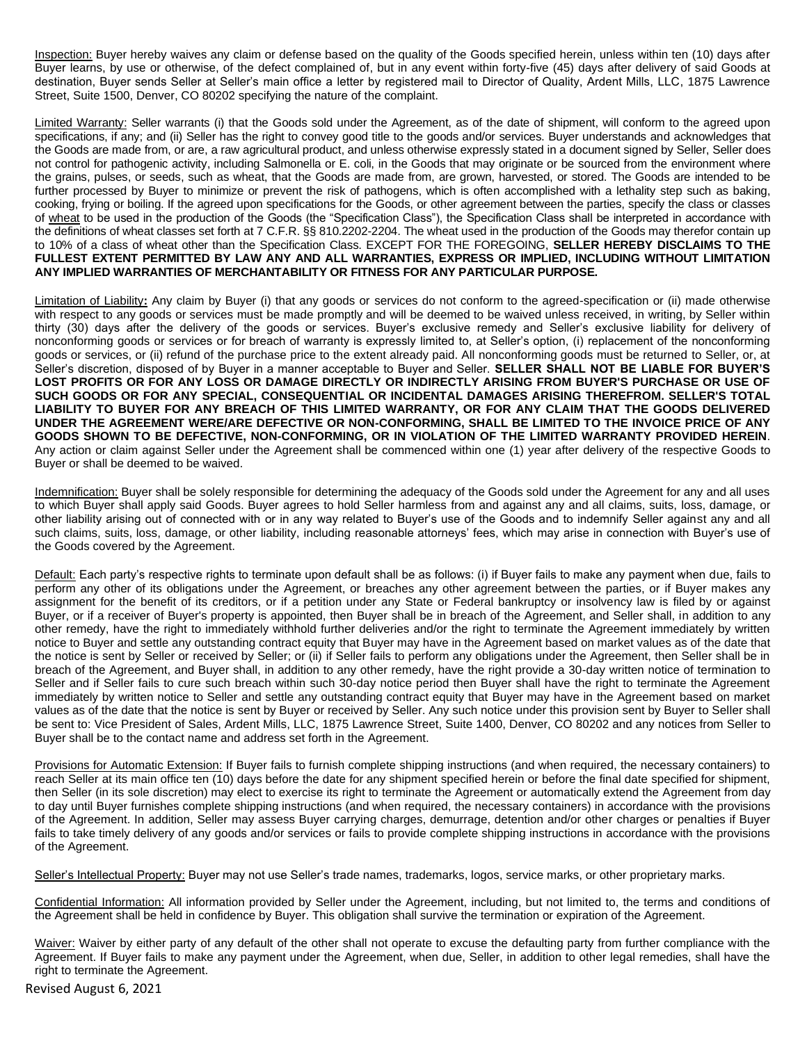Inspection: Buyer hereby waives any claim or defense based on the quality of the Goods specified herein, unless within ten (10) days after Buyer learns, by use or otherwise, of the defect complained of, but in any event within forty-five (45) days after delivery of said Goods at destination, Buyer sends Seller at Seller's main office a letter by registered mail to Director of Quality, Ardent Mills, LLC, 1875 Lawrence Street, Suite 1500, Denver, CO 80202 specifying the nature of the complaint.

Limited Warranty: Seller warrants (i) that the Goods sold under the Agreement, as of the date of shipment, will conform to the agreed upon specifications, if any; and (ii) Seller has the right to convey good title to the goods and/or services. Buyer understands and acknowledges that the Goods are made from, or are, a raw agricultural product, and unless otherwise expressly stated in a document signed by Seller, Seller does not control for pathogenic activity, including Salmonella or E. coli, in the Goods that may originate or be sourced from the environment where the grains, pulses, or seeds, such as wheat, that the Goods are made from, are grown, harvested, or stored. The Goods are intended to be further processed by Buyer to minimize or prevent the risk of pathogens, which is often accomplished with a lethality step such as baking, cooking, frying or boiling. If the agreed upon specifications for the Goods, or other agreement between the parties, specify the class or classes of wheat to be used in the production of the Goods (the "Specification Class"), the Specification Class shall be interpreted in accordance with the definitions of wheat classes set forth at 7 C.F.R. §§ 810.2202-2204. The wheat used in the production of the Goods may therefor contain up to 10% of a class of wheat other than the Specification Class. EXCEPT FOR THE FOREGOING, **SELLER HEREBY DISCLAIMS TO THE FULLEST EXTENT PERMITTED BY LAW ANY AND ALL WARRANTIES, EXPRESS OR IMPLIED, INCLUDING WITHOUT LIMITATION ANY IMPLIED WARRANTIES OF MERCHANTABILITY OR FITNESS FOR ANY PARTICULAR PURPOSE.**

Limitation of Liability**:** Any claim by Buyer (i) that any goods or services do not conform to the agreed-specification or (ii) made otherwise with respect to any goods or services must be made promptly and will be deemed to be waived unless received, in writing, by Seller within thirty (30) days after the delivery of the goods or services. Buyer's exclusive remedy and Seller's exclusive liability for delivery of nonconforming goods or services or for breach of warranty is expressly limited to, at Seller's option, (i) replacement of the nonconforming goods or services, or (ii) refund of the purchase price to the extent already paid. All nonconforming goods must be returned to Seller, or, at Seller's discretion, disposed of by Buyer in a manner acceptable to Buyer and Seller. **SELLER SHALL NOT BE LIABLE FOR BUYER'S LOST PROFITS OR FOR ANY LOSS OR DAMAGE DIRECTLY OR INDIRECTLY ARISING FROM BUYER'S PURCHASE OR USE OF SUCH GOODS OR FOR ANY SPECIAL, CONSEQUENTIAL OR INCIDENTAL DAMAGES ARISING THEREFROM. SELLER'S TOTAL LIABILITY TO BUYER FOR ANY BREACH OF THIS LIMITED WARRANTY, OR FOR ANY CLAIM THAT THE GOODS DELIVERED UNDER THE AGREEMENT WERE/ARE DEFECTIVE OR NON-CONFORMING, SHALL BE LIMITED TO THE INVOICE PRICE OF ANY GOODS SHOWN TO BE DEFECTIVE, NON-CONFORMING, OR IN VIOLATION OF THE LIMITED WARRANTY PROVIDED HEREIN**. Any action or claim against Seller under the Agreement shall be commenced within one (1) year after delivery of the respective Goods to Buyer or shall be deemed to be waived.

Indemnification: Buyer shall be solely responsible for determining the adequacy of the Goods sold under the Agreement for any and all uses to which Buyer shall apply said Goods. Buyer agrees to hold Seller harmless from and against any and all claims, suits, loss, damage, or other liability arising out of connected with or in any way related to Buyer's use of the Goods and to indemnify Seller against any and all such claims, suits, loss, damage, or other liability, including reasonable attorneys' fees, which may arise in connection with Buyer's use of the Goods covered by the Agreement.

Default: Each party's respective rights to terminate upon default shall be as follows: (i) if Buyer fails to make any payment when due, fails to perform any other of its obligations under the Agreement, or breaches any other agreement between the parties, or if Buyer makes any assignment for the benefit of its creditors, or if a petition under any State or Federal bankruptcy or insolvency law is filed by or against Buyer, or if a receiver of Buyer's property is appointed, then Buyer shall be in breach of the Agreement, and Seller shall, in addition to any other remedy, have the right to immediately withhold further deliveries and/or the right to terminate the Agreement immediately by written notice to Buyer and settle any outstanding contract equity that Buyer may have in the Agreement based on market values as of the date that the notice is sent by Seller or received by Seller; or (ii) if Seller fails to perform any obligations under the Agreement, then Seller shall be in breach of the Agreement, and Buyer shall, in addition to any other remedy, have the right provide a 30-day written notice of termination to Seller and if Seller fails to cure such breach within such 30-day notice period then Buyer shall have the right to terminate the Agreement immediately by written notice to Seller and settle any outstanding contract equity that Buyer may have in the Agreement based on market values as of the date that the notice is sent by Buyer or received by Seller. Any such notice under this provision sent by Buyer to Seller shall be sent to: Vice President of Sales, Ardent Mills, LLC, 1875 Lawrence Street, Suite 1400, Denver, CO 80202 and any notices from Seller to Buyer shall be to the contact name and address set forth in the Agreement.

Provisions for Automatic Extension: If Buyer fails to furnish complete shipping instructions (and when required, the necessary containers) to reach Seller at its main office ten (10) days before the date for any shipment specified herein or before the final date specified for shipment, then Seller (in its sole discretion) may elect to exercise its right to terminate the Agreement or automatically extend the Agreement from day to day until Buyer furnishes complete shipping instructions (and when required, the necessary containers) in accordance with the provisions of the Agreement. In addition, Seller may assess Buyer carrying charges, demurrage, detention and/or other charges or penalties if Buyer fails to take timely delivery of any goods and/or services or fails to provide complete shipping instructions in accordance with the provisions of the Agreement.

Seller's Intellectual Property: Buyer may not use Seller's trade names, trademarks, logos, service marks, or other proprietary marks.

Confidential Information: All information provided by Seller under the Agreement, including, but not limited to, the terms and conditions of the Agreement shall be held in confidence by Buyer. This obligation shall survive the termination or expiration of the Agreement.

Waiver: Waiver by either party of any default of the other shall not operate to excuse the defaulting party from further compliance with the Agreement. If Buyer fails to make any payment under the Agreement, when due, Seller, in addition to other legal remedies, shall have the right to terminate the Agreement.

Revised August 6, 2021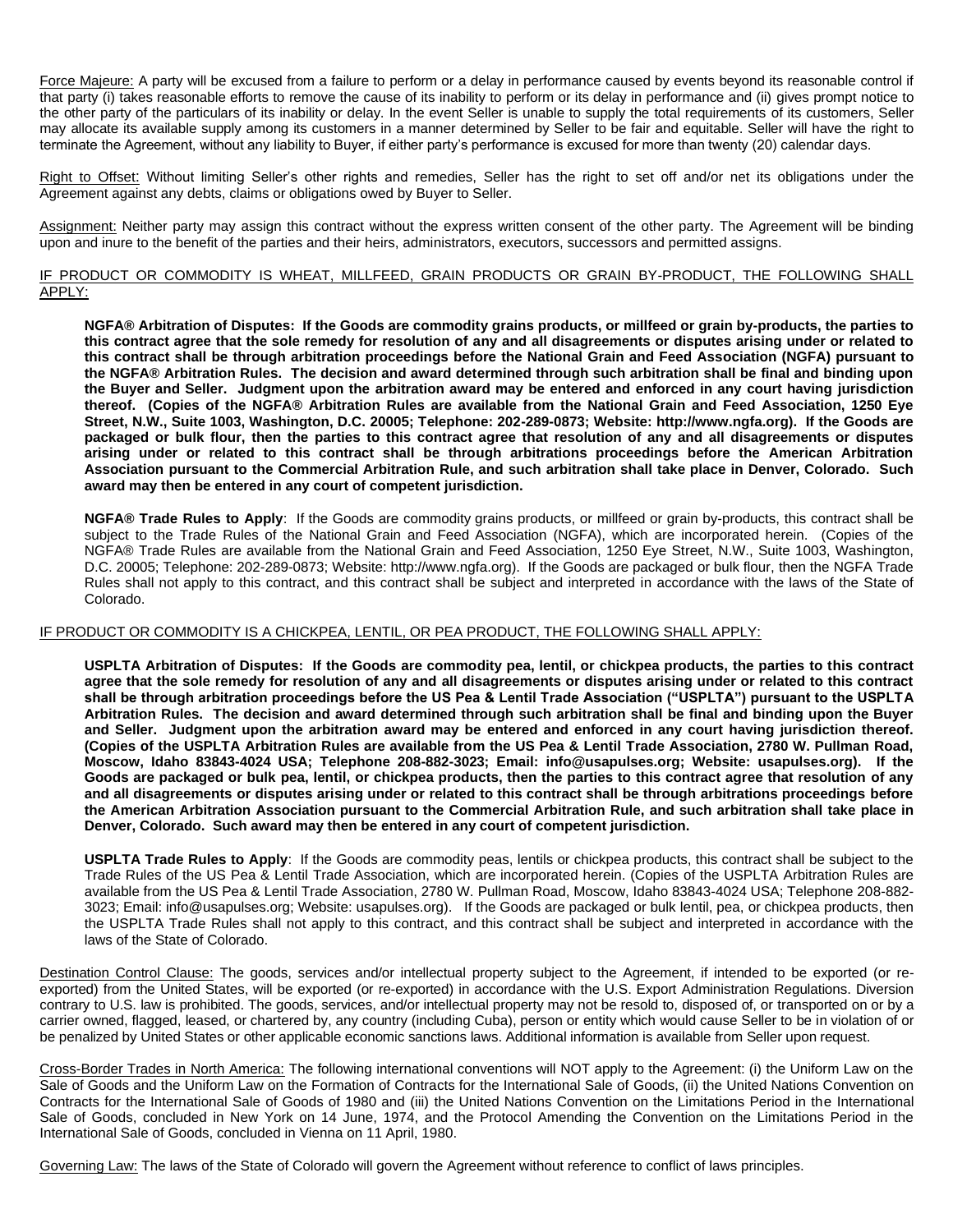Force Majeure: A party will be excused from a failure to perform or a delay in performance caused by events beyond its reasonable control if that party (i) takes reasonable efforts to remove the cause of its inability to perform or its delay in performance and (ii) gives prompt notice to the other party of the particulars of its inability or delay. In the event Seller is unable to supply the total requirements of its customers, Seller may allocate its available supply among its customers in a manner determined by Seller to be fair and equitable. Seller will have the right to terminate the Agreement, without any liability to Buyer, if either party's performance is excused for more than twenty (20) calendar days.

Right to Offset: Without limiting Seller's other rights and remedies, Seller has the right to set off and/or net its obligations under the Agreement against any debts, claims or obligations owed by Buyer to Seller.

Assignment: Neither party may assign this contract without the express written consent of the other party. The Agreement will be binding upon and inure to the benefit of the parties and their heirs, administrators, executors, successors and permitted assigns.

IF PRODUCT OR COMMODITY IS WHEAT, MILLFEED, GRAIN PRODUCTS OR GRAIN BY-PRODUCT, THE FOLLOWING SHALL APPLY:

**NGFA® Arbitration of Disputes: If the Goods are commodity grains products, or millfeed or grain by-products, the parties to this contract agree that the sole remedy for resolution of any and all disagreements or disputes arising under or related to this contract shall be through arbitration proceedings before the National Grain and Feed Association (NGFA) pursuant to the NGFA® Arbitration Rules. The decision and award determined through such arbitration shall be final and binding upon the Buyer and Seller. Judgment upon the arbitration award may be entered and enforced in any court having jurisdiction thereof. (Copies of the NGFA® Arbitration Rules are available from the National Grain and Feed Association, 1250 Eye Street, N.W., Suite 1003, Washington, D.C. 20005; Telephone: 202-289-0873; Website: http://www.ngfa.org). If the Goods are packaged or bulk flour, then the parties to this contract agree that resolution of any and all disagreements or disputes arising under or related to this contract shall be through arbitrations proceedings before the American Arbitration Association pursuant to the Commercial Arbitration Rule, and such arbitration shall take place in Denver, Colorado. Such award may then be entered in any court of competent jurisdiction.**

**NGFA® Trade Rules to Apply**: If the Goods are commodity grains products, or millfeed or grain by-products, this contract shall be subject to the Trade Rules of the National Grain and Feed Association (NGFA), which are incorporated herein. (Copies of the NGFA® Trade Rules are available from the National Grain and Feed Association, 1250 Eye Street, N.W., Suite 1003, Washington, D.C. 20005; Telephone: 202-289-0873; Website: http://www.ngfa.org). If the Goods are packaged or bulk flour, then the NGFA Trade Rules shall not apply to this contract, and this contract shall be subject and interpreted in accordance with the laws of the State of Colorado.

IF PRODUCT OR COMMODITY IS A CHICKPEA, LENTIL, OR PEA PRODUCT, THE FOLLOWING SHALL APPLY:

**USPLTA Arbitration of Disputes: If the Goods are commodity pea, lentil, or chickpea products, the parties to this contract agree that the sole remedy for resolution of any and all disagreements or disputes arising under or related to this contract shall be through arbitration proceedings before the US Pea & Lentil Trade Association ("USPLTA") pursuant to the USPLTA Arbitration Rules. The decision and award determined through such arbitration shall be final and binding upon the Buyer and Seller. Judgment upon the arbitration award may be entered and enforced in any court having jurisdiction thereof. (Copies of the USPLTA Arbitration Rules are available from the US Pea & Lentil Trade Association, 2780 W. Pullman Road, Moscow, Idaho 83843-4024 USA; Telephone 208-882-3023; Email: info@usapulses.org; Website: usapulses.org). If the Goods are packaged or bulk pea, lentil, or chickpea products, then the parties to this contract agree that resolution of any and all disagreements or disputes arising under or related to this contract shall be through arbitrations proceedings before the American Arbitration Association pursuant to the Commercial Arbitration Rule, and such arbitration shall take place in Denver, Colorado. Such award may then be entered in any court of competent jurisdiction.**

**USPLTA Trade Rules to Apply**: If the Goods are commodity peas, lentils or chickpea products, this contract shall be subject to the Trade Rules of the US Pea & Lentil Trade Association, which are incorporated herein. (Copies of the USPLTA Arbitration Rules are available from the US Pea & Lentil Trade Association, 2780 W. Pullman Road, Moscow, Idaho 83843-4024 USA; Telephone 208-882-3023; Email: info@usapulses.org; Website: usapulses.org). If the Goods are packaged or bulk lentil, pea, or chickpea products, then the USPLTA Trade Rules shall not apply to this contract, and this contract shall be subject and interpreted in accordance with the laws of the State of Colorado.

Destination Control Clause: The goods, services and/or intellectual property subject to the Agreement, if intended to be exported (or re-exported) from the United States, will be exported (or re-exported) in accordance with the U.S. Export Administration Regulations. Diversion contrary to U.S. law is prohibited. The goods, services, and/or intellectual property may not be resold to, disposed of, or transported on or by a carrier owned, flagged, leased, or chartered by, any country (including Cuba), person or entity which would cause Seller to be in violation of or be penalized by United States or other applicable economic sanctions laws. Additional information is available from Seller upon request.

Cross-Border Trades in North America: The following international conventions will NOT apply to the Agreement: (i) the Uniform Law on the Sale of Goods and the Uniform Law on the Formation of Contracts for the International Sale of Goods, (ii) the United Nations Convention on Contracts for the International Sale of Goods of 1980 and (iii) the United Nations Convention on the Limitations Period in the International Sale of Goods, concluded in New York on 14 June, 1974, and the Protocol Amending the Convention on the Limitations Period in the International Sale of Goods, concluded in Vienna on 11 April, 1980.

Governing Law: The laws of the State of Colorado will govern the Agreement without reference to conflict of laws principles.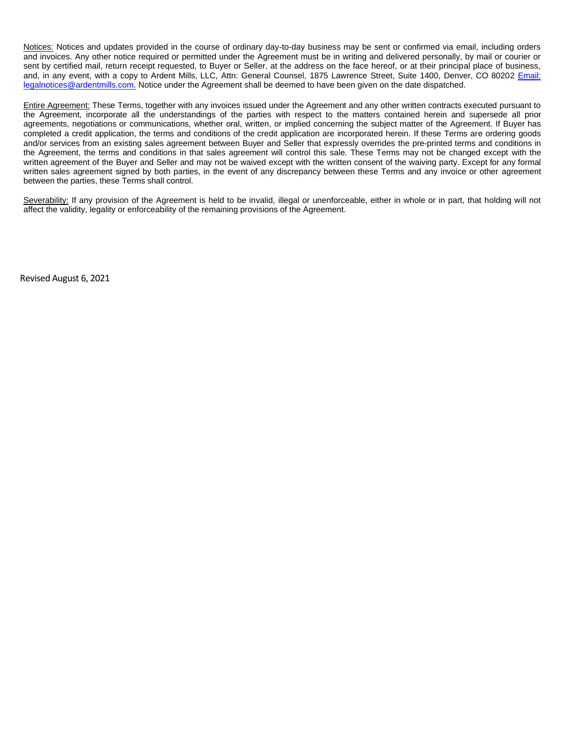Notices: Notices and updates provided in the course of ordinary day-to-day business may be sent or confirmed via email, including orders and invoices. Any other notice required or permitted under the Agreement must be in writing and delivered personally, by mail or courier or sent by certified mail, return receipt requested, to Buyer or Seller, at the address on the face hereof, or at their principal place of business, and, in any event, with a copy to Ardent Mills, LLC, Attn: General Counsel, 1875 Lawrence Street, Suite 1400, Denver, CO 80202 Email: legalnotices@ardentmills.com. Notice under the Agreement shall be deemed to have been given on the date dispatched.

Entire Agreement: These Terms, together with any invoices issued under the Agreement and any other written contracts executed pursuant to the Agreement, incorporate all the understandings of the parties with respect to the matters contained herein and supersede all prior agreements, negotiations or communications, whether oral, written, or implied concerning the subject matter of the Agreement. If Buyer has completed a credit application, the terms and conditions of the credit application are incorporated herein. If these Terms are ordering goods and/or services from an existing sales agreement between Buyer and Seller that expressly overrides the pre-printed terms and conditions in the Agreement, the terms and conditions in that sales agreement will control this sale. These Terms may not be changed except with the written agreement of the Buyer and Seller and may not be waived except with the written consent of the waiving party. Except for any formal written sales agreement signed by both parties, in the event of any discrepancy between these Terms and any invoice or other agreement between the parties, these Terms shall control.

Severability: If any provision of the Agreement is held to be invalid, illegal or unenforceable, either in whole or in part, that holding will not affect the validity, legality or enforceability of the remaining provisions of the Agreement.

Revised August 6, 2021